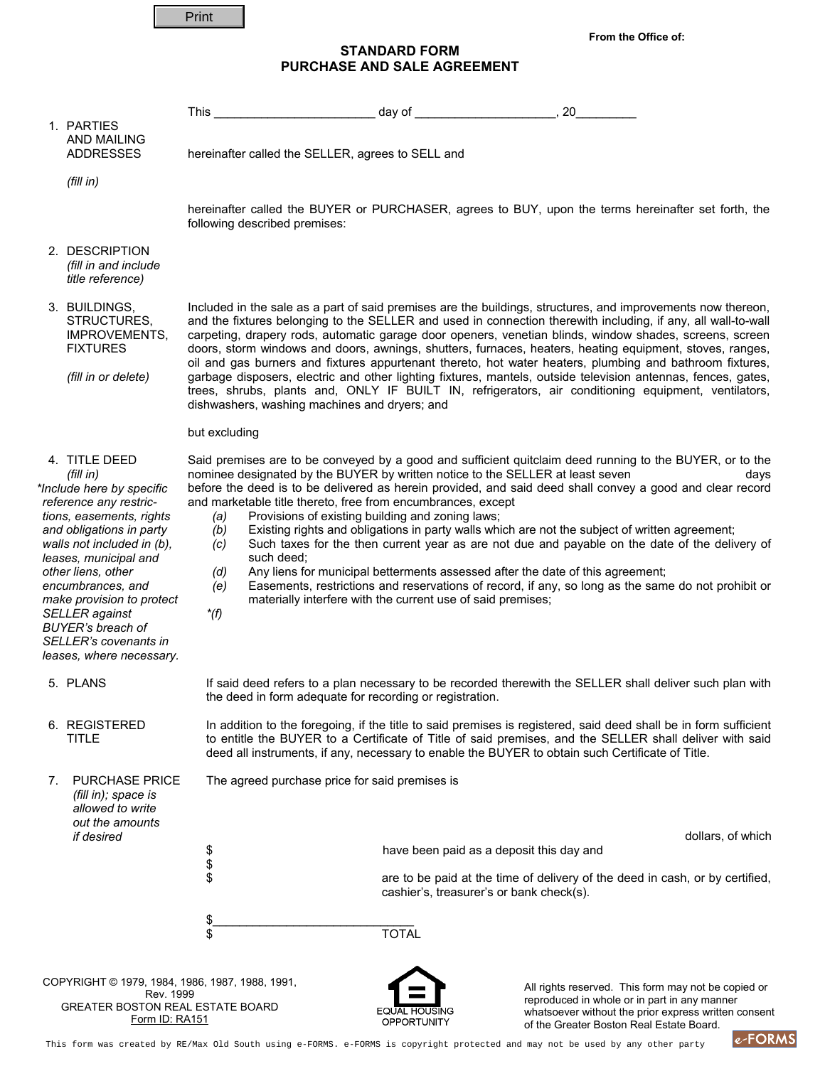From the Office of:

# STANDARD FORM
# PURCHASE AND SALE AGREEMENT

This _______________________ day of ____________________, 20_________

**1. PARTIES AND MAILING ADDRESSES** *(fill in)*

hereinafter called the SELLER, agrees to SELL and

hereinafter called the BUYER or PURCHASER, agrees to BUY, upon the terms hereinafter set forth, the following described premises:

**2. DESCRIPTION** *(fill in and include title reference)*

**3. BUILDINGS, STRUCTURES, IMPROVEMENTS, FIXTURES** *(fill in or delete)*

Included in the sale as a part of said premises are the buildings, structures, and improvements now thereon, and the fixtures belonging to the SELLER and used in connection therewith including, if any, all wall-to-wall carpeting, drapery rods, automatic garage door openers, venetian blinds, window shades, screens, screen doors, storm windows and doors, awnings, shutters, furnaces, heaters, heating equipment, stoves, ranges, oil and gas burners and fixtures appurtenant thereto, hot water heaters, plumbing and bathroom fixtures, garbage disposers, electric and other lighting fixtures, mantels, outside television antennas, fences, gates, trees, shrubs, plants and, ONLY IF BUILT IN, refrigerators, air conditioning equipment, ventilators, dishwashers, washing machines and dryers; and

but excluding

**4. TITLE DEED** *(fill in)*

**\*Include here by specific reference any restrictions, easements, rights and obligations in party walls not included in (b), leases, municipal and other liens, other encumbrances, and make provision to protect SELLER against BUYER's breach of SELLER's covenants in leases, where necessary.*

Said premises are to be conveyed by a good and sufficient quitclaim deed running to the BUYER, or to the nominee designated by the BUYER by written notice to the SELLER at least seven days before the deed is to be delivered as herein provided, and said deed shall convey a good and clear record and marketable title thereto, free from encumbrances, except

- *(a)* Provisions of existing building and zoning laws;
- *(b)* Existing rights and obligations in party walls which are not the subject of written agreement;
- *(c)* Such taxes for the then current year as are not due and payable on the date of the delivery of such deed;
- *(d)* Any liens for municipal betterments assessed after the date of this agreement;
- *(e)* Easements, restrictions and reservations of record, if any, so long as the same do not prohibit or materially interfere with the current use of said premises;
- *\*(f)*

**5. PLANS**

If said deed refers to a plan necessary to be recorded therewith the SELLER shall deliver such plan with the deed in form adequate for recording or registration.

**6. REGISTERED TITLE**

In addition to the foregoing, if the title to said premises is registered, said deed shall be in form sufficient to entitle the BUYER to a Certificate of Title of said premises, and the SELLER shall deliver with said deed all instruments, if any, necessary to enable the BUYER to obtain such Certificate of Title.

**7. PURCHASE PRICE** *(fill in); space is allowed to write out the amounts if desired*

The agreed purchase price for said premises is

dollars, of which

$ have been paid as a deposit this day and

$

$ are to be paid at the time of delivery of the deed in cash, or by certified, cashier's, treasurer's or bank check(s).

$______________________________

$ TOTAL

COPYRIGHT © 1979, 1984, 1986, 1987, 1988, 1991, Rev. 1999
GREATER BOSTON REAL ESTATE BOARD
Form ID: RA151

EQUAL HOUSING OPPORTUNITY

All rights reserved. This form may not be copied or reproduced in whole or in part in any manner whatsoever without the prior express written consent of the Greater Boston Real Estate Board.

This form was created by RE/Max Old South using e-FORMS. e-FORMS is copyright protected and may not be used by any other party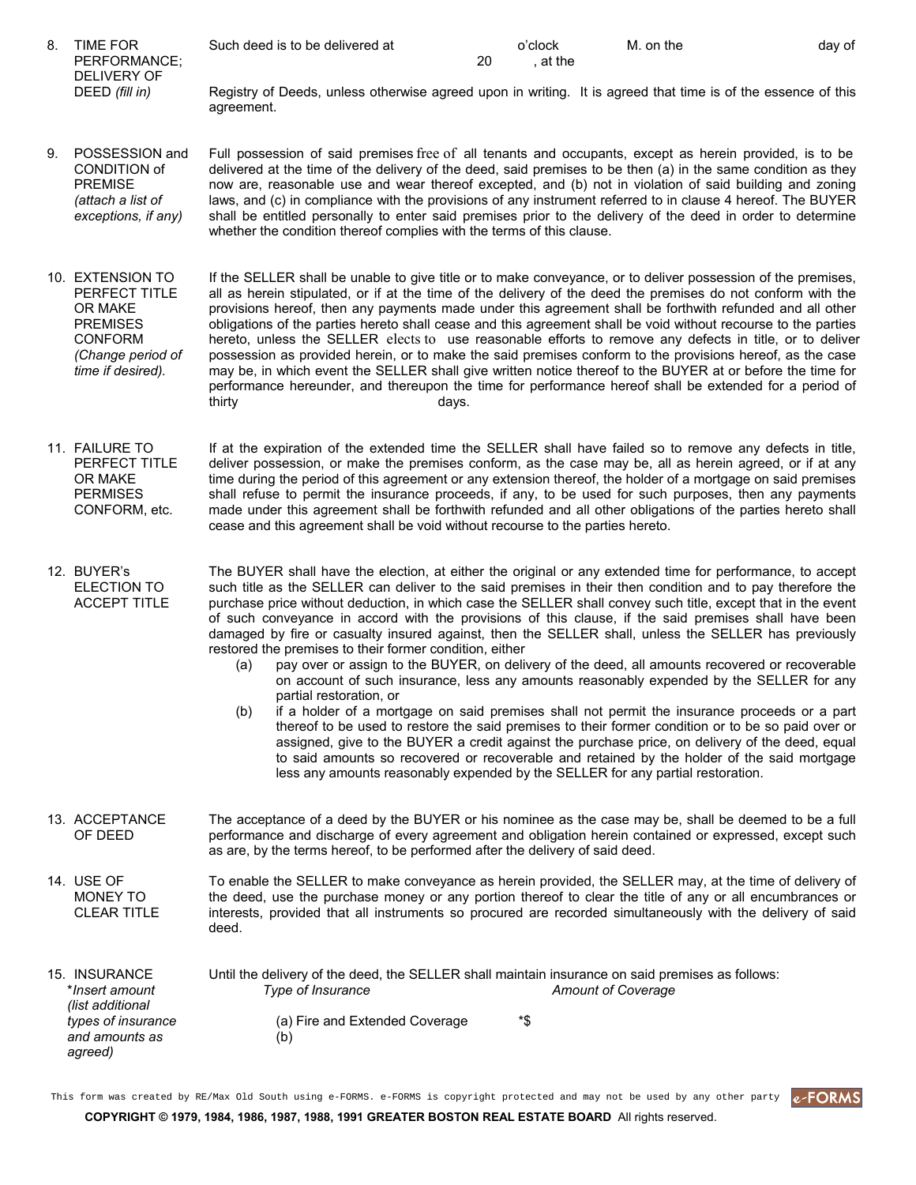8. **TIME FOR PERFORMANCE; DELIVERY OF DEED** *(fill in)*

Such deed is to be delivered at o'clock M. on the day of 20 , at the Registry of Deeds, unless otherwise agreed upon in writing. It is agreed that time is of the essence of this agreement.

9. **POSSESSION and CONDITION of PREMISE** *(attach a list of exceptions, if any)*

Full possession of said premises free of all tenants and occupants, except as herein provided, is to be delivered at the time of the delivery of the deed, said premises to be then (a) in the same condition as they now are, reasonable use and wear thereof excepted, and (b) not in violation of said building and zoning laws, and (c) in compliance with the provisions of any instrument referred to in clause 4 hereof. The BUYER shall be entitled personally to enter said premises prior to the delivery of the deed in order to determine whether the condition thereof complies with the terms of this clause.

10. **EXTENSION TO PERFECT TITLE OR MAKE PREMISES CONFORM** *(Change period of time if desired).*

If the SELLER shall be unable to give title or to make conveyance, or to deliver possession of the premises, all as herein stipulated, or if at the time of the delivery of the deed the premises do not conform with the provisions hereof, then any payments made under this agreement shall be forthwith refunded and all other obligations of the parties hereto shall cease and this agreement shall be void without recourse to the parties hereto, unless the SELLER elects to use reasonable efforts to remove any defects in title, or to deliver possession as provided herein, or to make the said premises conform to the provisions hereof, as the case may be, in which event the SELLER shall give written notice thereof to the BUYER at or before the time for performance hereunder, and thereupon the time for performance hereof shall be extended for a period of thirty days.

11. **FAILURE TO PERFECT TITLE OR MAKE PERMISES CONFORM, etc.**

If at the expiration of the extended time the SELLER shall have failed so to remove any defects in title, deliver possession, or make the premises conform, as the case may be, all as herein agreed, or if at any time during the period of this agreement or any extension thereof, the holder of a mortgage on said premises shall refuse to permit the insurance proceeds, if any, to be used for such purposes, then any payments made under this agreement shall be forthwith refunded and all other obligations of the parties hereto shall cease and this agreement shall be void without recourse to the parties hereto.

12. **BUYER's ELECTION TO ACCEPT TITLE**

The BUYER shall have the election, at either the original or any extended time for performance, to accept such title as the SELLER can deliver to the said premises in their then condition and to pay therefore the purchase price without deduction, in which case the SELLER shall convey such title, except that in the event of such conveyance in accord with the provisions of this clause, if the said premises shall have been damaged by fire or casualty insured against, then the SELLER shall, unless the SELLER has previously restored the premises to their former condition, either

(a) pay over or assign to the BUYER, on delivery of the deed, all amounts recovered or recoverable on account of such insurance, less any amounts reasonably expended by the SELLER for any partial restoration, or

(b) if a holder of a mortgage on said premises shall not permit the insurance proceeds or a part thereof to be used to restore the said premises to their former condition or to be so paid over or assigned, give to the BUYER a credit against the purchase price, on delivery of the deed, equal to said amounts so recovered or recoverable and retained by the holder of the said mortgage less any amounts reasonably expended by the SELLER for any partial restoration.

13. **ACCEPTANCE OF DEED**

The acceptance of a deed by the BUYER or his nominee as the case may be, shall be deemed to be a full performance and discharge of every agreement and obligation herein contained or expressed, except such as are, by the terms hereof, to be performed after the delivery of said deed.

14. **USE OF MONEY TO CLEAR TITLE**

To enable the SELLER to make conveyance as herein provided, the SELLER may, at the time of delivery of the deed, use the purchase money or any portion thereof to clear the title of any or all encumbrances or interests, provided that all instruments so procured are recorded simultaneously with the delivery of said deed.

15. **INSURANCE** *\*Insert amount (list additional types of insurance and amounts as agreed)*

Until the delivery of the deed, the SELLER shall maintain insurance on said premises as follows:

| *Type of Insurance* | *Amount of Coverage* |
| --- | --- |
| (a) Fire and Extended Coverage | *$ |
| (b) | |

This form was created by RE/Max Old South using e-FORMS. e-FORMS is copyright protected and may not be used by any other party

**COPYRIGHT © 1979, 1984, 1986, 1987, 1988, 1991 GREATER BOSTON REAL ESTATE BOARD** All rights reserved.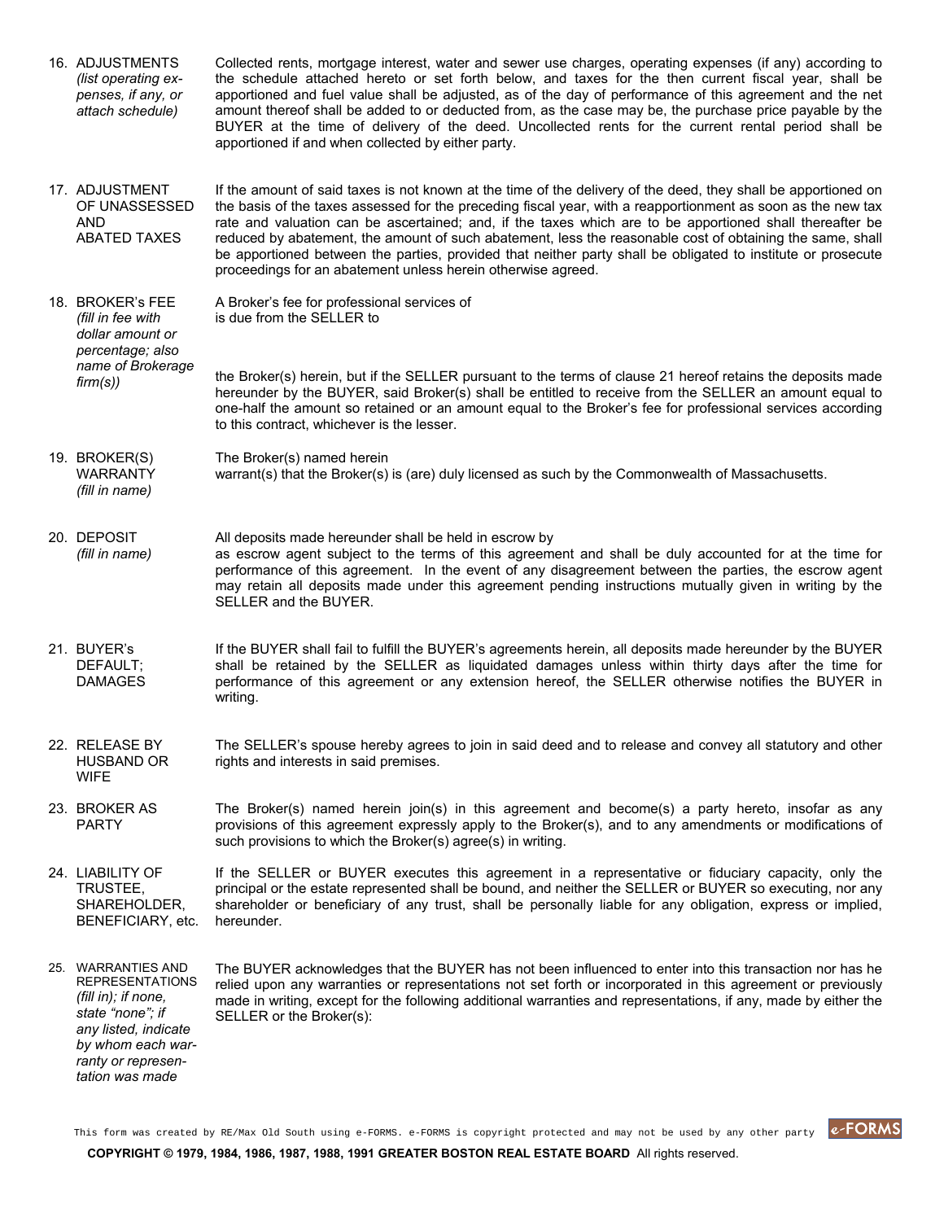16. ADJUSTMENTS *(list operating expenses, if any, or attach schedule)*

Collected rents, mortgage interest, water and sewer use charges, operating expenses (if any) according to the schedule attached hereto or set forth below, and taxes for the then current fiscal year, shall be apportioned and fuel value shall be adjusted, as of the day of performance of this agreement and the net amount thereof shall be added to or deducted from, as the case may be, the purchase price payable by the BUYER at the time of delivery of the deed. Uncollected rents for the current rental period shall be apportioned if and when collected by either party.

17. ADJUSTMENT OF UNASSESSED AND ABATED TAXES

If the amount of said taxes is not known at the time of the delivery of the deed, they shall be apportioned on the basis of the taxes assessed for the preceding fiscal year, with a reapportionment as soon as the new tax rate and valuation can be ascertained; and, if the taxes which are to be apportioned shall thereafter be reduced by abatement, the amount of such abatement, less the reasonable cost of obtaining the same, shall be apportioned between the parties, provided that neither party shall be obligated to institute or prosecute proceedings for an abatement unless herein otherwise agreed.

18. BROKER's FEE *(fill in fee with dollar amount or percentage; also name of Brokerage firm(s))*

A Broker's fee for professional services of
is due from the SELLER to

the Broker(s) herein, but if the SELLER pursuant to the terms of clause 21 hereof retains the deposits made hereunder by the BUYER, said Broker(s) shall be entitled to receive from the SELLER an amount equal to one-half the amount so retained or an amount equal to the Broker's fee for professional services according to this contract, whichever is the lesser.

19. BROKER(S) WARRANTY *(fill in name)*

The Broker(s) named herein
warrant(s) that the Broker(s) is (are) duly licensed as such by the Commonwealth of Massachusetts.

20. DEPOSIT *(fill in name)*

All deposits made hereunder shall be held in escrow by
as escrow agent subject to the terms of this agreement and shall be duly accounted for at the time for performance of this agreement. In the event of any disagreement between the parties, the escrow agent may retain all deposits made under this agreement pending instructions mutually given in writing by the SELLER and the BUYER.

21. BUYER's DEFAULT; DAMAGES

If the BUYER shall fail to fulfill the BUYER's agreements herein, all deposits made hereunder by the BUYER shall be retained by the SELLER as liquidated damages unless within thirty days after the time for performance of this agreement or any extension hereof, the SELLER otherwise notifies the BUYER in writing.

22. RELEASE BY HUSBAND OR WIFE

The SELLER's spouse hereby agrees to join in said deed and to release and convey all statutory and other rights and interests in said premises.

23. BROKER AS PARTY

The Broker(s) named herein join(s) in this agreement and become(s) a party hereto, insofar as any provisions of this agreement expressly apply to the Broker(s), and to any amendments or modifications of such provisions to which the Broker(s) agree(s) in writing.

24. LIABILITY OF TRUSTEE, SHAREHOLDER, BENEFICIARY, etc.

If the SELLER or BUYER executes this agreement in a representative or fiduciary capacity, only the principal or the estate represented shall be bound, and neither the SELLER or BUYER so executing, nor any shareholder or beneficiary of any trust, shall be personally liable for any obligation, express or implied, hereunder.

25. WARRANTIES AND REPRESENTATIONS *(fill in); if none, state "none"; if any listed, indicate by whom each warranty or representation was made*

The BUYER acknowledges that the BUYER has not been influenced to enter into this transaction nor has he relied upon any warranties or representations not set forth or incorporated in this agreement or previously made in writing, except for the following additional warranties and representations, if any, made by either the SELLER or the Broker(s):

This form was created by RE/Max Old South using e-FORMS. e-FORMS is copyright protected and may not be used by any other party

**COPYRIGHT © 1979, 1984, 1986, 1987, 1988, 1991 GREATER BOSTON REAL ESTATE BOARD** All rights reserved.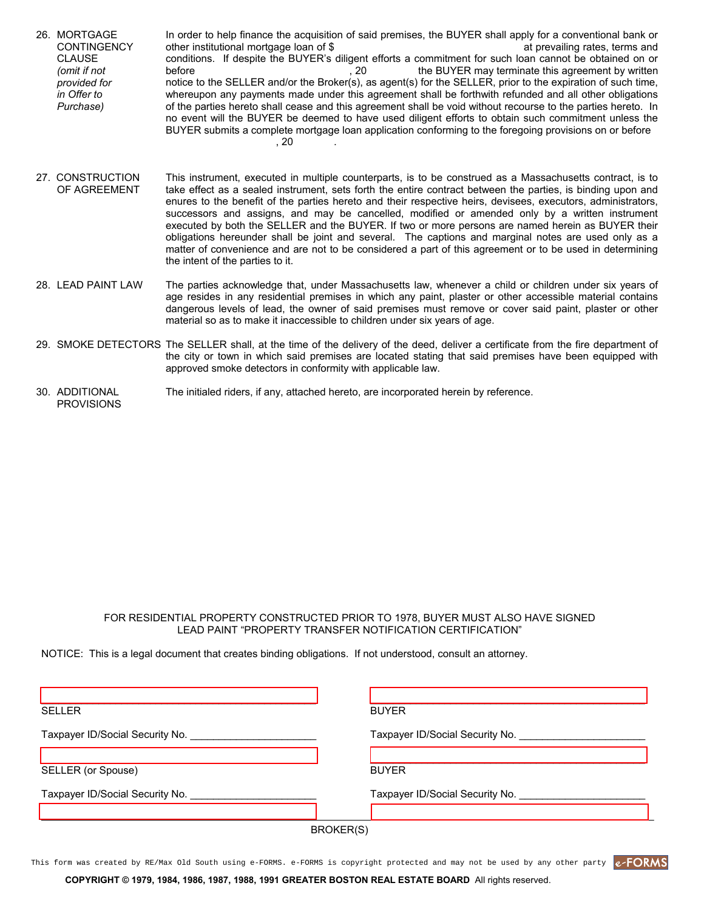26. MORTGAGE CONTINGENCY CLAUSE *(omit if not provided for in Offer to Purchase)*

In order to help finance the acquisition of said premises, the BUYER shall apply for a conventional bank or other institutional mortgage loan of $ at prevailing rates, terms and conditions. If despite the BUYER's diligent efforts a commitment for such loan cannot be obtained on or before , 20 the BUYER may terminate this agreement by written notice to the SELLER and/or the Broker(s), as agent(s) for the SELLER, prior to the expiration of such time, whereupon any payments made under this agreement shall be forthwith refunded and all other obligations of the parties hereto shall cease and this agreement shall be void without recourse to the parties hereto. In no event will the BUYER be deemed to have used diligent efforts to obtain such commitment unless the BUYER submits a complete mortgage loan application conforming to the foregoing provisions on or before , 20 .

27. CONSTRUCTION OF AGREEMENT

This instrument, executed in multiple counterparts, is to be construed as a Massachusetts contract, is to take effect as a sealed instrument, sets forth the entire contract between the parties, is binding upon and enures to the benefit of the parties hereto and their respective heirs, devisees, executors, administrators, successors and assigns, and may be cancelled, modified or amended only by a written instrument executed by both the SELLER and the BUYER. If two or more persons are named herein as BUYER their obligations hereunder shall be joint and several. The captions and marginal notes are used only as a matter of convenience and are not to be considered a part of this agreement or to be used in determining the intent of the parties to it.

28. LEAD PAINT LAW

The parties acknowledge that, under Massachusetts law, whenever a child or children under six years of age resides in any residential premises in which any paint, plaster or other accessible material contains dangerous levels of lead, the owner of said premises must remove or cover said paint, plaster or other material so as to make it inaccessible to children under six years of age.

29. SMOKE DETECTORS

The SELLER shall, at the time of the delivery of the deed, deliver a certificate from the fire department of the city or town in which said premises are located stating that said premises have been equipped with approved smoke detectors in conformity with applicable law.

30. ADDITIONAL PROVISIONS

The initialed riders, if any, attached hereto, are incorporated herein by reference.

FOR RESIDENTIAL PROPERTY CONSTRUCTED PRIOR TO 1978, BUYER MUST ALSO HAVE SIGNED LEAD PAINT "PROPERTY TRANSFER NOTIFICATION CERTIFICATION"

NOTICE: This is a legal document that creates binding obligations. If not understood, consult an attorney.

| | |
|---|---|
| ______________________________ | ______________________________ |
| SELLER | BUYER |
| Taxpayer ID/Social Security No. ______________________ | Taxpayer ID/Social Security No. ______________________ |
| ______________________________ | ______________________________ |
| SELLER (or Spouse) | BUYER |
| Taxpayer ID/Social Security No. ______________________ | Taxpayer ID/Social Security No. ______________________ |
| ______________________________ | ______________________________ |

BROKER(S)

This form was created by RE/Max Old South using e-FORMS. e-FORMS is copyright protected and may not be used by any other party

**COPYRIGHT © 1979, 1984, 1986, 1987, 1988, 1991 GREATER BOSTON REAL ESTATE BOARD** All rights reserved.